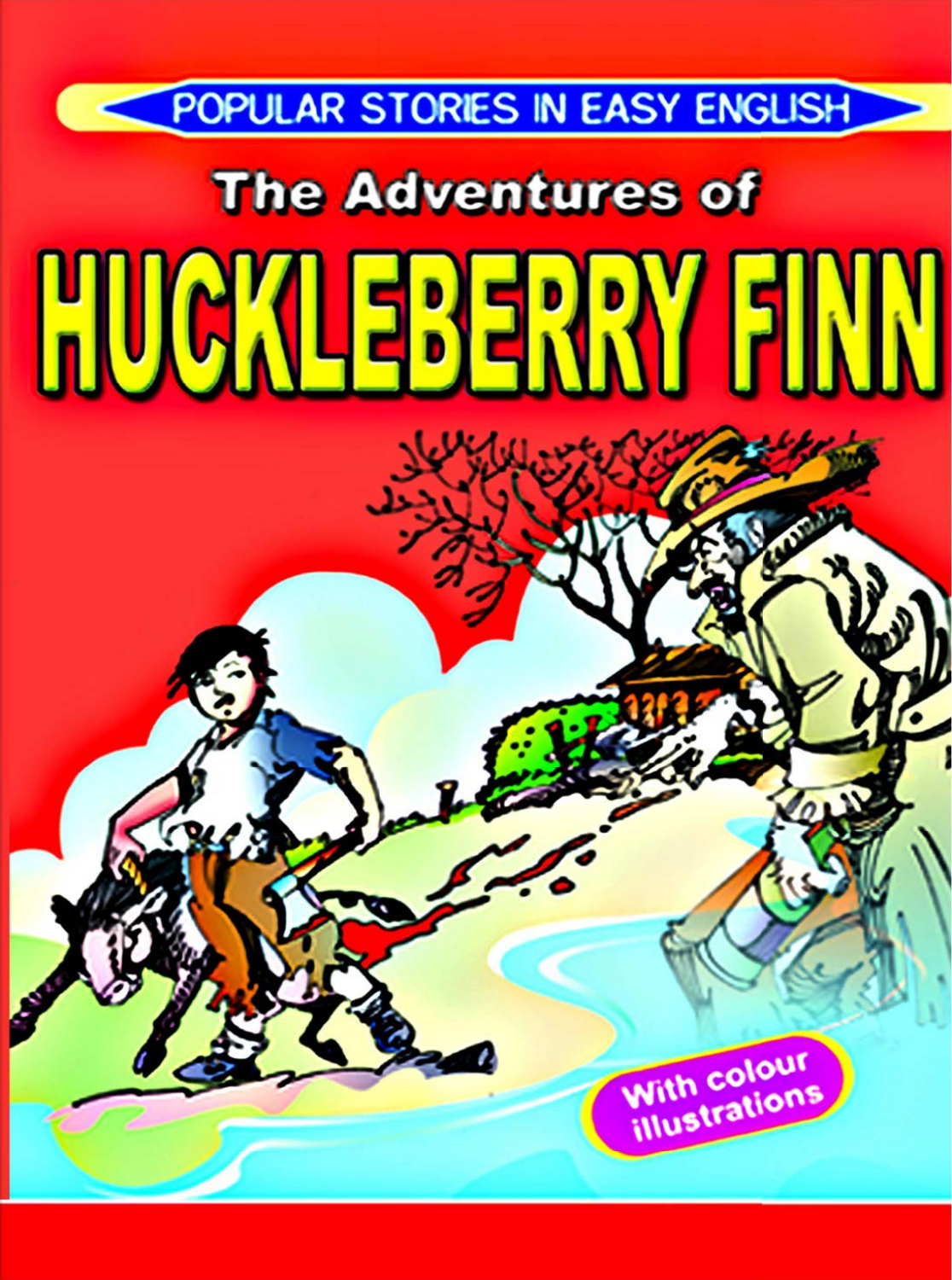POPULAR STORIES IN EASY ENGLISH

# The Adventures of HUCKLEBERRY FINN

With colour illustrations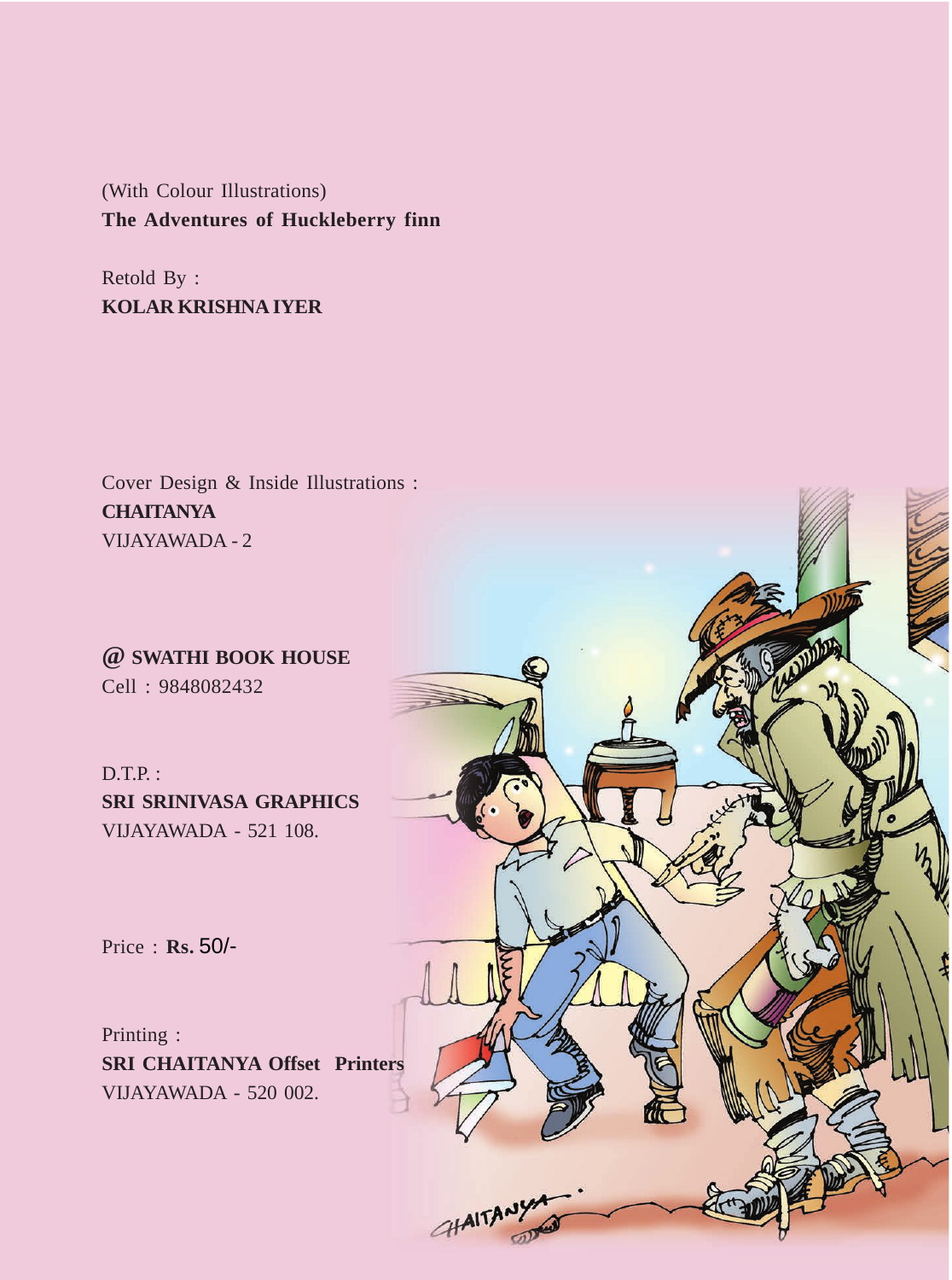(With Colour Illustrations)
**The Adventures of Huckleberry finn**

Retold By :
**KOLAR KRISHNA IYER**

Cover Design & Inside Illustrations :
**CHAITANYA**
VIJAYAWADA - 2

**@ SWATHI BOOK HOUSE**
Cell : 9848082432

D.T.P. :
**SRI SRINIVASA GRAPHICS**
VIJAYAWADA - 521 108.

Price : **Rs.** 50/-

Printing :
**SRI CHAITANYA Offset Printers**
VIJAYAWADA - 520 002.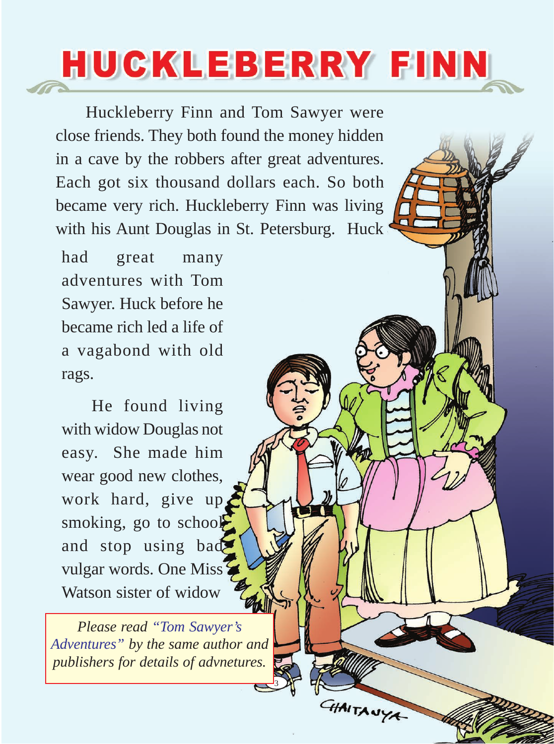# HUCKLEBERRY FINN

Huckleberry Finn and Tom Sawyer were close friends. They both found the money hidden in a cave by the robbers after great adventures. Each got six thousand dollars each. So both became very rich. Huckleberry Finn was living with his Aunt Douglas in St. Petersburg. Huck had great many adventures with Tom Sawyer. Huck before he became rich led a life of a vagabond with old rags.

He found living with widow Douglas not easy. She made him wear good new clothes, work hard, give up smoking, go to school and stop using bad vulgar words. One Miss Watson sister of widow

*Please read "Tom Sawyer's Adventures" by the same author and publishers for details of advnetures.*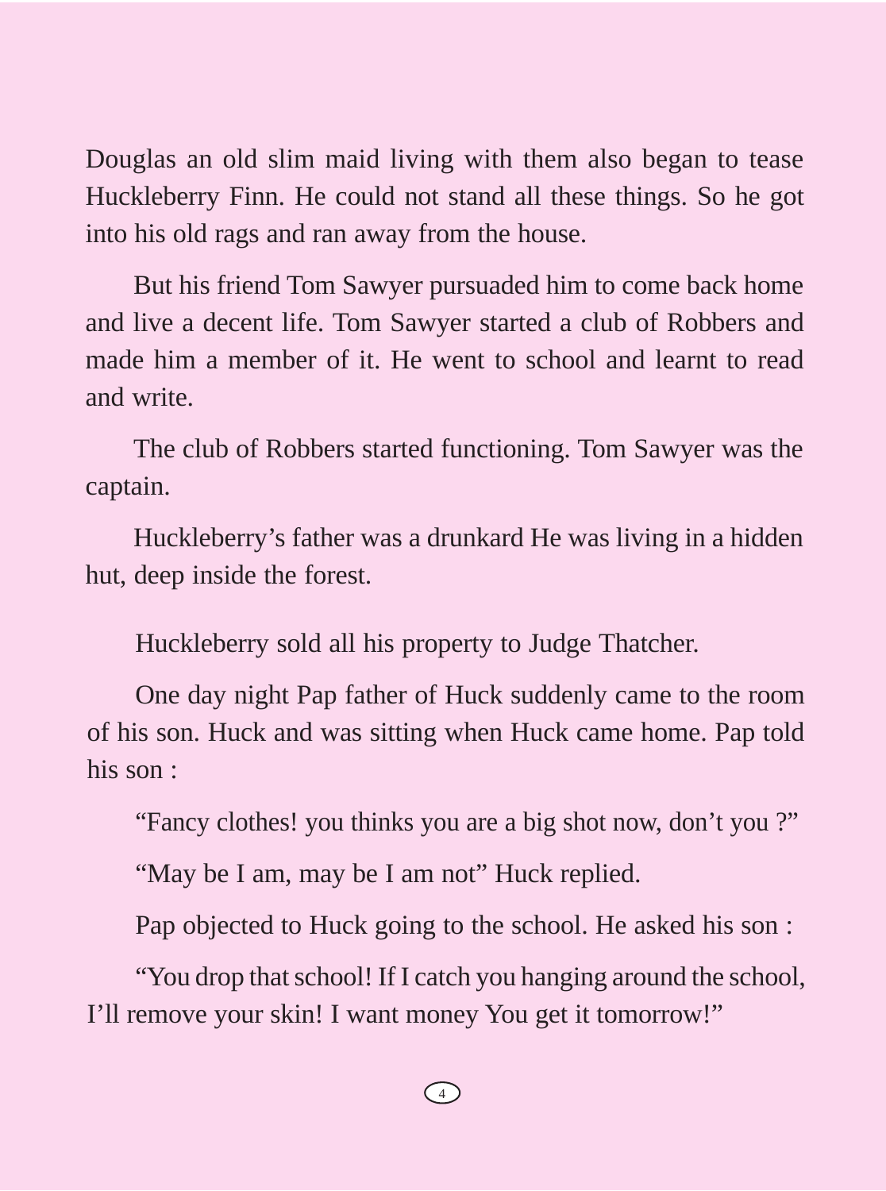Douglas an old slim maid living with them also began to tease Huckleberry Finn. He could not stand all these things. So he got into his old rags and ran away from the house.

But his friend Tom Sawyer pursuaded him to come back home and live a decent life. Tom Sawyer started a club of Robbers and made him a member of it. He went to school and learnt to read and write.

The club of Robbers started functioning. Tom Sawyer was the captain.

Huckleberry's father was a drunkard He was living in a hidden hut, deep inside the forest.

Huckleberry sold all his property to Judge Thatcher.

One day night Pap father of Huck suddenly came to the room of his son. Huck and was sitting when Huck came home. Pap told his son :

"Fancy clothes! you thinks you are a big shot now, don't you ?"

"May be I am, may be I am not" Huck replied.

Pap objected to Huck going to the school. He asked his son :

"You drop that school! If I catch you hanging around the school, I'll remove your skin! I want money You get it tomorrow!"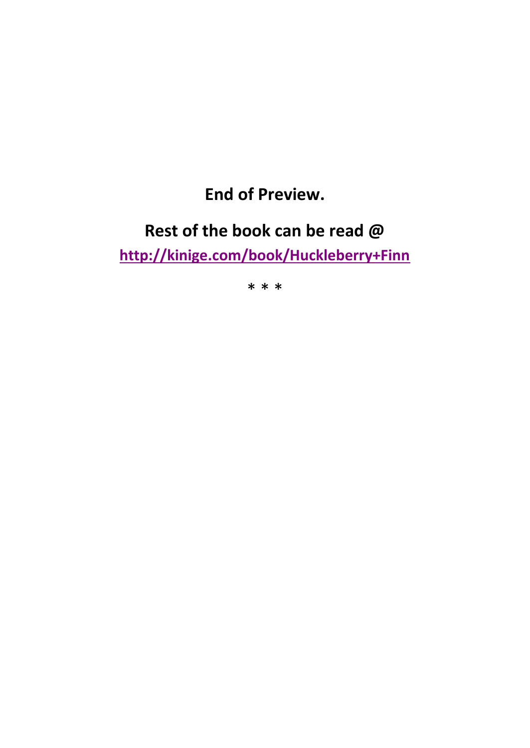**End of Preview.**

**Rest of the book can be read @**

**[http://kinige.com/book/Huckleberry+Finn](http://kinige.com/book/Huckleberry+Finn)**

* * *